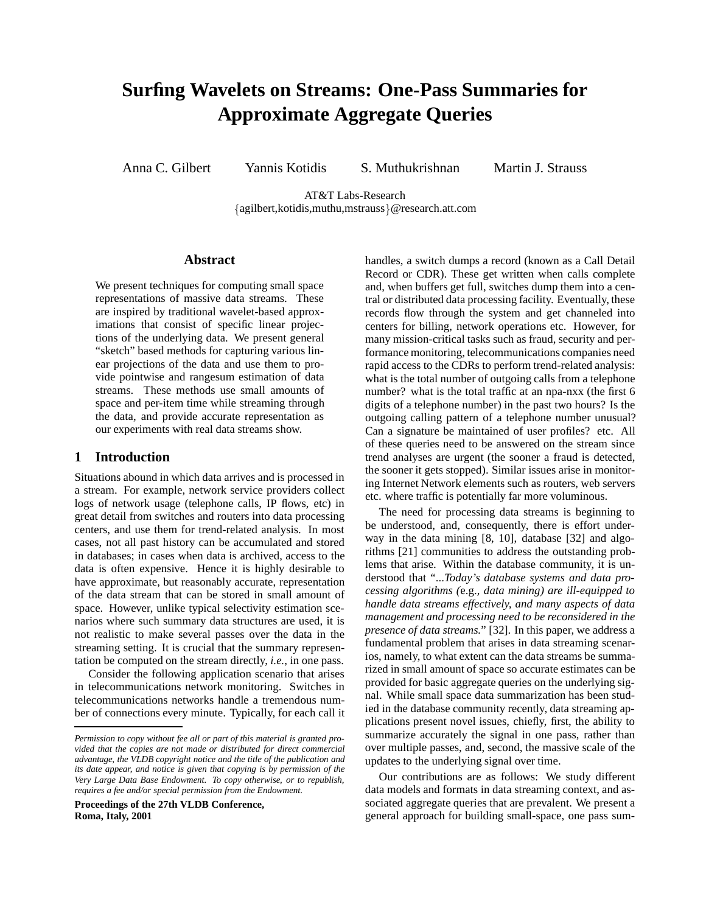# Surfing Wavelets on Streams: One-Pass Summaries for Approximate Aggregate Queries

Anna C. Gilbert    Yannis Kotidis    S. Muthukrishnan    Martin J. Strauss

AT&T Labs-Research
{agilbert,kotidis,muthu,mstrauss}@research.att.com

## Abstract

We present techniques for computing small space representations of massive data streams. These are inspired by traditional wavelet-based approximations that consist of specific linear projections of the underlying data. We present general "sketch" based methods for capturing various linear projections of the data and use them to provide pointwise and rangesum estimation of data streams. These methods use small amounts of space and per-item time while streaming through the data, and provide accurate representation as our experiments with real data streams show.

## 1 Introduction

Situations abound in which data arrives and is processed in a stream. For example, network service providers collect logs of network usage (telephone calls, IP flows, etc) in great detail from switches and routers into data processing centers, and use them for trend-related analysis. In most cases, not all past history can be accumulated and stored in databases; in cases when data is archived, access to the data is often expensive. Hence it is highly desirable to have approximate, but reasonably accurate, representation of the data stream that can be stored in small amount of space. However, unlike typical selectivity estimation scenarios where such summary data structures are used, it is not realistic to make several passes over the data in the streaming setting. It is crucial that the summary representation be computed on the stream directly, *i.e.*, in one pass.

Consider the following application scenario that arises in telecommunications network monitoring. Switches in telecommunications networks handle a tremendous number of connections every minute. Typically, for each call it handles, a switch dumps a record (known as a Call Detail Record or CDR). These get written when calls complete and, when buffers get full, switches dump them into a central or distributed data processing facility. Eventually, these records flow through the system and get channeled into centers for billing, network operations etc. However, for many mission-critical tasks such as fraud, security and performance monitoring, telecommunications companies need rapid access to the CDRs to perform trend-related analysis: what is the total number of outgoing calls from a telephone number? what is the total traffic at an npa-nxx (the first 6 digits of a telephone number) in the past two hours? Is the outgoing calling pattern of a telephone number unusual? Can a signature be maintained of user profiles? etc. All of these queries need to be answered on the stream since trend analyses are urgent (the sooner a fraud is detected, the sooner it gets stopped). Similar issues arise in monitoring Internet Network elements such as routers, web servers etc. where traffic is potentially far more voluminous.

The need for processing data streams is beginning to be understood, and, consequently, there is effort underway in the data mining [8, 10], database [32] and algorithms [21] communities to address the outstanding problems that arise. Within the database community, it is understood that "*...Today's database systems and data processing algorithms (*e.g.*, data mining) are ill-equipped to handle data streams effectively, and many aspects of data management and processing need to be reconsidered in the presence of data streams.*" [32]. In this paper, we address a fundamental problem that arises in data streaming scenarios, namely, to what extent can the data streams be summarized in small amount of space so accurate estimates can be provided for basic aggregate queries on the underlying signal. While small space data summarization has been studied in the database community recently, data streaming applications present novel issues, chiefly, first, the ability to summarize accurately the signal in one pass, rather than over multiple passes, and, second, the massive scale of the updates to the underlying signal over time.

Our contributions are as follows: We study different data models and formats in data streaming context, and associated aggregate queries that are prevalent. We present a general approach for building small-space, one pass sum-

*Permission to copy without fee all or part of this material is granted provided that the copies are not made or distributed for direct commercial advantage, the VLDB copyright notice and the title of the publication and its date appear, and notice is given that copying is by permission of the Very Large Data Base Endowment. To copy otherwise, or to republish, requires a fee and/or special permission from the Endowment.*

**Proceedings of the 27th VLDB Conference, Roma, Italy, 2001**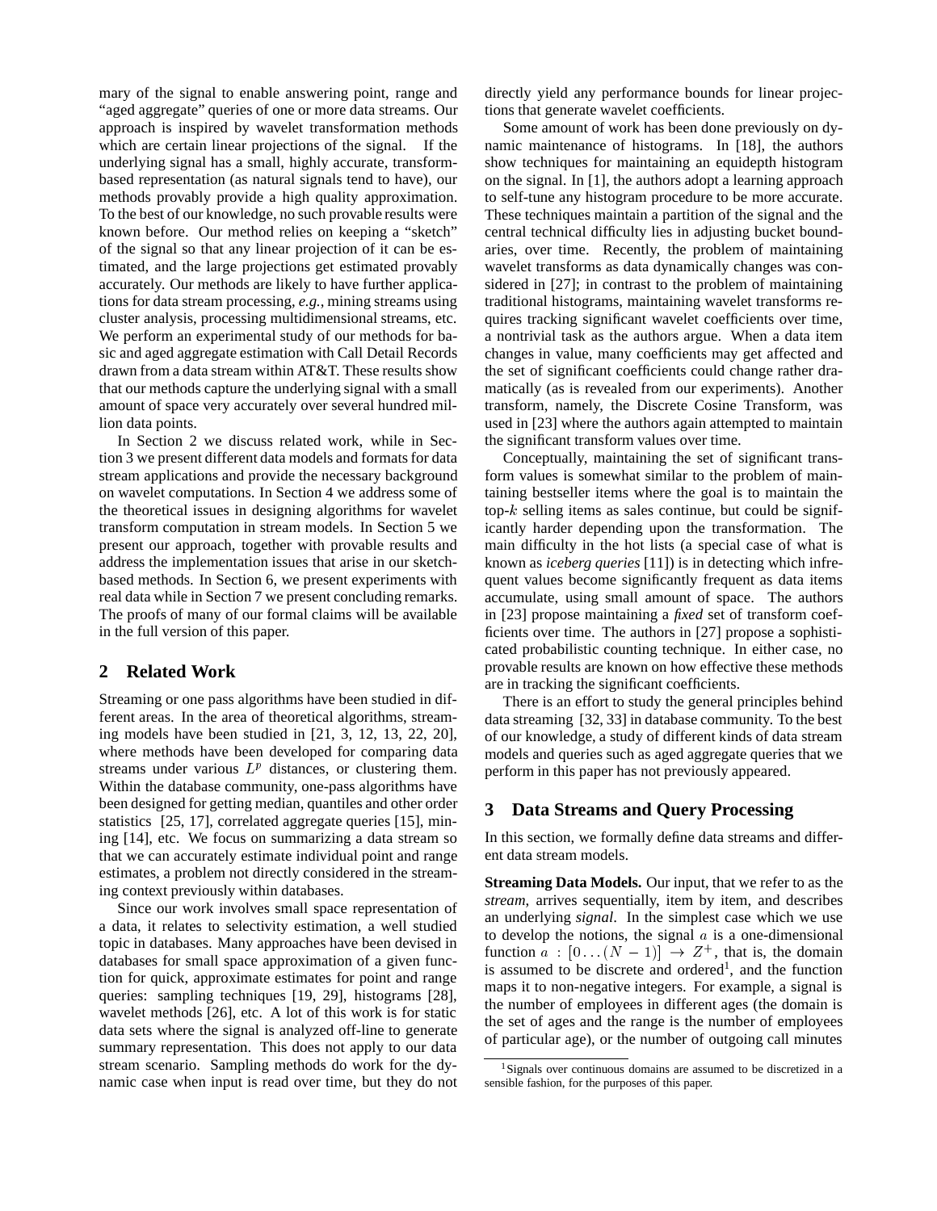mary of the signal to enable answering point, range and "aged aggregate" queries of one or more data streams. Our approach is inspired by wavelet transformation methods which are certain linear projections of the signal. If the underlying signal has a small, highly accurate, transform-based representation (as natural signals tend to have), our methods provably provide a high quality approximation. To the best of our knowledge, no such provable results were known before. Our method relies on keeping a "sketch" of the signal so that any linear projection of it can be estimated, and the large projections get estimated provably accurately. Our methods are likely to have further applications for data stream processing, *e.g.*, mining streams using cluster analysis, processing multidimensional streams, etc. We perform an experimental study of our methods for basic and aged aggregate estimation with Call Detail Records drawn from a data stream within AT&T. These results show that our methods capture the underlying signal with a small amount of space very accurately over several hundred million data points.

In Section 2 we discuss related work, while in Section 3 we present different data models and formats for data stream applications and provide the necessary background on wavelet computations. In Section 4 we address some of the theoretical issues in designing algorithms for wavelet transform computation in stream models. In Section 5 we present our approach, together with provable results and address the implementation issues that arise in our sketch-based methods. In Section 6, we present experiments with real data while in Section 7 we present concluding remarks. The proofs of many of our formal claims will be available in the full version of this paper.

## 2 Related Work

Streaming or one pass algorithms have been studied in different areas. In the area of theoretical algorithms, streaming models have been studied in [21, 3, 12, 13, 22, 20], where methods have been developed for comparing data streams under various $L^p$ distances, or clustering them. Within the database community, one-pass algorithms have been designed for getting median, quantiles and other order statistics [25, 17], correlated aggregate queries [15], mining [14], etc. We focus on summarizing a data stream so that we can accurately estimate individual point and range estimates, a problem not directly considered in the streaming context previously within databases.

Since our work involves small space representation of a data, it relates to selectivity estimation, a well studied topic in databases. Many approaches have been devised in databases for small space approximation of a given function for quick, approximate estimates for point and range queries: sampling techniques [19, 29], histograms [28], wavelet methods [26], etc. A lot of this work is for static data sets where the signal is analyzed off-line to generate summary representation. This does not apply to our data stream scenario. Sampling methods do work for the dynamic case when input is read over time, but they do not directly yield any performance bounds for linear projections that generate wavelet coefficients.

Some amount of work has been done previously on dynamic maintenance of histograms. In [18], the authors show techniques for maintaining an equidepth histogram on the signal. In [1], the authors adopt a learning approach to self-tune any histogram procedure to be more accurate. These techniques maintain a partition of the signal and the central technical difficulty lies in adjusting bucket boundaries, over time. Recently, the problem of maintaining wavelet transforms as data dynamically changes was considered in [27]; in contrast to the problem of maintaining traditional histograms, maintaining wavelet transforms requires tracking significant wavelet coefficients over time, a nontrivial task as the authors argue. When a data item changes in value, many coefficients may get affected and the set of significant coefficients could change rather dramatically (as is revealed from our experiments). Another transform, namely, the Discrete Cosine Transform, was used in [23] where the authors again attempted to maintain the significant transform values over time.

Conceptually, maintaining the set of significant transform values is somewhat similar to the problem of maintaining bestseller items where the goal is to maintain the top-$k$ selling items as sales continue, but could be significantly harder depending upon the transformation. The main difficulty in the hot lists (a special case of what is known as *iceberg queries* [11]) is in detecting which infrequent values become significantly frequent as data items accumulate, using small amount of space. The authors in [23] propose maintaining a *fixed* set of transform coefficients over time. The authors in [27] propose a sophisticated probabilistic counting technique. In either case, no provable results are known on how effective these methods are in tracking the significant coefficients.

There is an effort to study the general principles behind data streaming [32, 33] in database community. To the best of our knowledge, a study of different kinds of data stream models and queries such as aged aggregate queries that we perform in this paper has not previously appeared.

## 3 Data Streams and Query Processing

In this section, we formally define data streams and different data stream models.

**Streaming Data Models.** Our input, that we refer to as the *stream*, arrives sequentially, item by item, and describes an underlying *signal*. In the simplest case which we use to develop the notions, the signal $a$ is a one-dimensional function $a : [0 \ldots (N-1)] \rightarrow Z^+$, that is, the domain is assumed to be discrete and ordered[1], and the function maps it to non-negative integers. For example, a signal is the number of employees in different ages (the domain is the set of ages and the range is the number of employees of particular age), or the number of outgoing call minutes

[1] Signals over continuous domains are assumed to be discretized in a sensible fashion, for the purposes of this paper.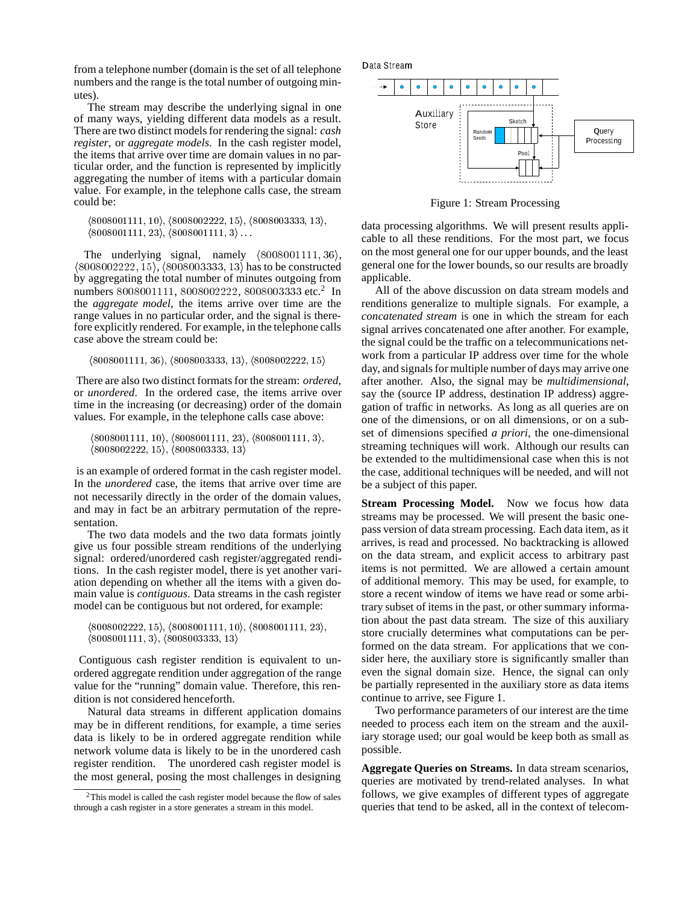from a telephone number (domain is the set of all telephone numbers and the range is the total number of outgoing minutes).

The stream may describe the underlying signal in one of many ways, yielding different data models as a result. There are two distinct models for rendering the signal: *cash register*, or *aggregate models*. In the cash register model, the items that arrive over time are domain values in no particular order, and the function is represented by implicitly aggregating the number of items with a particular domain value. For example, in the telephone calls case, the stream could be:

$\langle 8008001111, 10\rangle$, $\langle 8008002222, 15\rangle$, $\langle 8008003333, 13\rangle$, $\langle 8008001111, 23\rangle$, $\langle 8008001111, 3\rangle \ldots$

The underlying signal, namely $\langle 8008001111, 36\rangle$, $\langle 8008002222, 15\rangle$, $\langle 8008003333, 13\rangle$ has to be constructed by aggregating the total number of minutes outgoing from numbers 8008001111, 8008002222, 8008003333 etc.[2] In the *aggregate model*, the items arrive over time are the range values in no particular order, and the signal is therefore explicitly rendered. For example, in the telephone calls case above the stream could be:

$\langle 8008001111, 36\rangle$, $\langle 8008003333, 13\rangle$, $\langle 8008002222, 15\rangle$

There are also two distinct formats for the stream: *ordered*, or *unordered*. In the ordered case, the items arrive over time in the increasing (or decreasing) order of the domain values. For example, in the telephone calls case above:

$\langle 8008001111, 10\rangle$, $\langle 8008001111, 23\rangle$, $\langle 8008001111, 3\rangle$, $\langle 8008002222, 15\rangle$, $\langle 8008003333, 13\rangle$

is an example of ordered format in the cash register model. In the *unordered* case, the items that arrive over time are not necessarily directly in the order of the domain values, and may in fact be an arbitrary permutation of the representation.

The two data models and the two data formats jointly give us four possible stream renditions of the underlying signal: ordered/unordered cash register/aggregated renditions. In the cash register model, there is yet another variation depending on whether all the items with a given domain value is *contiguous*. Data streams in the cash register model can be contiguous but not ordered, for example:

$\langle 8008002222, 15\rangle$, $\langle 8008001111, 10\rangle$, $\langle 8008001111, 23\rangle$, $\langle 8008001111, 3\rangle$, $\langle 8008003333, 13\rangle$

Contiguous cash register rendition is equivalent to unordered aggregate rendition under aggregation of the range value for the "running" domain value. Therefore, this rendition is not considered henceforth.

Natural data streams in different application domains may be in different renditions, for example, a time series data is likely to be in ordered aggregate rendition while network volume data is likely to be in the unordered cash register rendition. The unordered cash register model is the most general, posing the most challenges in designing data processing algorithms. We will present results applicable to all these renditions. For the most part, we focus on the most general one for our upper bounds, and the least general one for the lower bounds, so our results are broadly applicable.

All of the above discussion on data stream models and renditions generalize to multiple signals. For example, a *concatenated stream* is one in which the stream for each signal arrives concatenated one after another. For example, the signal could be the traffic on a telecommunications network from a particular IP address over time for the whole day, and signals for multiple number of days may arrive one after another. Also, the signal may be *multidimensional*, say the (source IP address, destination IP address) aggregation of traffic in networks. As long as all queries are on one of the dimensions, or on all dimensions, or on a subset of dimensions specified *a priori*, the one-dimensional streaming techniques will work. Although our results can be extended to the multidimensional case when this is not the case, additional techniques will be needed, and will not be a subject of this paper.

Figure 1: Stream Processing

**Stream Processing Model.** Now we focus how data streams may be processed. We will present the basic one-pass version of data stream processing. Each data item, as it arrives, is read and processed. No backtracking is allowed on the data stream, and explicit access to arbitrary past items is not permitted. We are allowed a certain amount of additional memory. This may be used, for example, to store a recent window of items we have read or some arbitrary subset of items in the past, or other summary information about the past data stream. The size of this auxiliary store crucially determines what computations can be performed on the data stream. For applications that we consider here, the auxiliary store is significantly smaller than even the signal domain size. Hence, the signal can only be partially represented in the auxiliary store as data items continue to arrive, see Figure 1.

Two performance parameters of our interest are the time needed to process each item on the stream and the auxiliary storage used; our goal would be keep both as small as possible.

**Aggregate Queries on Streams.** In data stream scenarios, queries are motivated by trend-related analyses. In what follows, we give examples of different types of aggregate queries that tend to be asked, all in the context of telecom-

[2] This model is called the cash register model because the flow of sales through a cash register in a store generates a stream in this model.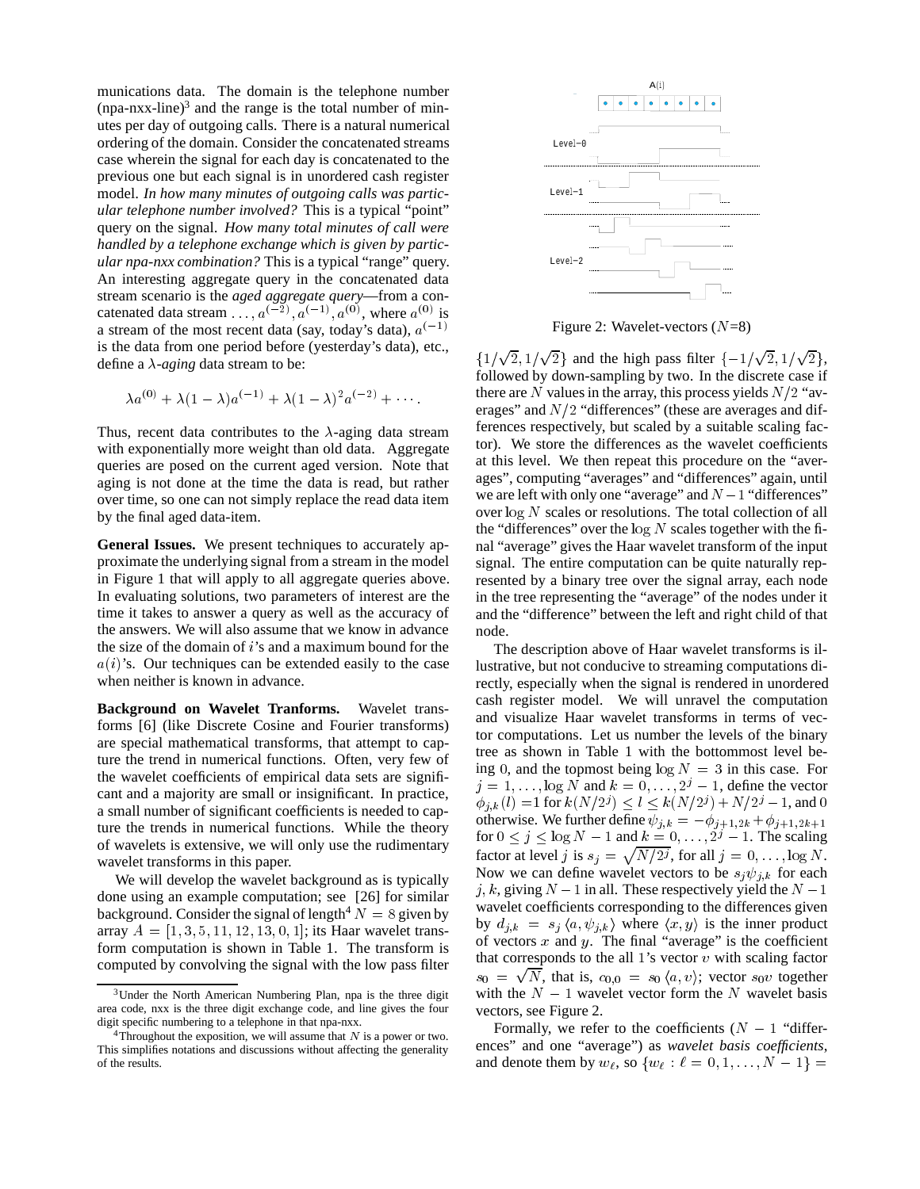munications data. The domain is the telephone number (npa-nxx-line)[3] and the range is the total number of minutes per day of outgoing calls. There is a natural numerical ordering of the domain. Consider the concatenated streams case wherein the signal for each day is concatenated to the previous one but each signal is in unordered cash register model. *In how many minutes of outgoing calls was particular telephone number involved?* This is a typical "point" query on the signal. *How many total minutes of call were handled by a telephone exchange which is given by particular npa-nxx combination?* This is a typical "range" query. An interesting aggregate query in the concatenated data stream scenario is the *aged aggregate query*—from a concatenated data stream $\ldots, a^{(-2)}, a^{(-1)}, a^{(0)}$, where $a^{(0)}$ is a stream of the most recent data (say, today's data), $a^{(-1)}$ is the data from one period before (yesterday's data), etc., define a $\lambda$*-aging* data stream to be:

$$\lambda a^{(0)} + \lambda(1-\lambda)a^{(-1)} + \lambda(1-\lambda)^2 a^{(-2)} + \cdots .$$

Thus, recent data contributes to the $\lambda$-aging data stream with exponentially more weight than old data. Aggregate queries are posed on the current aged version. Note that aging is not done at the time the data is read, but rather over time, so one can not simply replace the read data item by the final aged data-item.

**General Issues.** We present techniques to accurately approximate the underlying signal from a stream in the model in Figure 1 that will apply to all aggregate queries above. In evaluating solutions, two parameters of interest are the time it takes to answer a query as well as the accuracy of the answers. We will also assume that we know in advance the size of the domain of $i$'s and a maximum bound for the $a(i)$'s. Our techniques can be extended easily to the case when neither is known in advance.

**Background on Wavelet Tranforms.** Wavelet transforms [6] (like Discrete Cosine and Fourier transforms) are special mathematical transforms, that attempt to capture the trend in numerical functions. Often, very few of the wavelet coefficients of empirical data sets are significant and a majority are small or insignificant. In practice, a small number of significant coefficients is needed to capture the trends in numerical functions. While the theory of wavelets is extensive, we will only use the rudimentary wavelet transforms in this paper.

We will develop the wavelet background as is typically done using an example computation; see [26] for similar background. Consider the signal of length[4] $N = 8$ given by array $A = [1, 3, 5, 11, 12, 13, 0, 1]$; its Haar wavelet transform computation is shown in Table 1. The transform is computed by convolving the signal with the low pass filter $\{1/\sqrt{2}, 1/\sqrt{2}\}$ and the high pass filter $\{-1/\sqrt{2}, 1/\sqrt{2}\}$, followed by down-sampling by two. In the discrete case if there are $N$ values in the array, this process yields $N/2$ "averages" and $N/2$ "differences" (these are averages and differences respectively, but scaled by a suitable scaling factor). We store the differences as the wavelet coefficients at this level. We then repeat this procedure on the "averages", computing "averages" and "differences" again, until we are left with only one "average" and $N-1$ "differences" over $\log N$ scales or resolutions. The total collection of all the "differences" over the $\log N$ scales together with the final "average" gives the Haar wavelet transform of the input signal. The entire computation can be quite naturally represented by a binary tree over the signal array, each node in the tree representing the "average" of the nodes under it and the "difference" between the left and right child of that node.

Figure 2: Wavelet-vectors ($N$=8)

The description above of Haar wavelet transforms is illustrative, but not conducive to streaming computations directly, especially when the signal is rendered in unordered cash register model. We will unravel the computation and visualize Haar wavelet transforms in terms of vector computations. Let us number the levels of the binary tree as shown in Table 1 with the bottommost level being 0, and the topmost being $\log N = 3$ in this case. For $j = 1, \ldots, \log N$ and $k = 0, \ldots, 2^j - 1$, define the vector $\phi_{j,k}(l) = 1$ for $k(N/2^j) \le l \le k(N/2^j) + N/2^j - 1$, and 0 otherwise. We further define $\psi_{j,k} = -\phi_{j+1,2k} + \phi_{j+1,2k+1}$ for $0 \le j \le \log N - 1$ and $k = 0, \ldots, 2^j - 1$. The scaling factor at level $j$ is $s_j = \sqrt{N/2^j}$, for all $j = 0, \ldots, \log N$. Now we can define wavelet vectors to be $s_j \psi_{j,k}$ for each $j, k$, giving $N-1$ in all. These respectively yield the $N-1$ wavelet coefficients corresponding to the differences given by $d_{j,k} = s_j \langle a, \psi_{j,k} \rangle$ where $\langle x, y \rangle$ is the inner product of vectors $x$ and $y$. The final "average" is the coefficient that corresponds to the all 1's vector $v$ with scaling factor $s_0 = \sqrt{N}$, that is, $c_{0,0} = s_0 \langle a, v \rangle$; vector $s_0 v$ together with the $N-1$ wavelet vector form the $N$ wavelet basis vectors, see Figure 2.

Formally, we refer to the coefficients ($N-1$ "differences" and one "average") as *wavelet basis coefficients*, and denote them by $w_\ell$, so $\{w_\ell : \ell = 0, 1, \ldots, N-1\} =$

[3] Under the North American Numbering Plan, npa is the three digit area code, nxx is the three digit exchange code, and line gives the four digit specific numbering to a telephone in that npa-nxx.

[4] Throughout the exposition, we will assume that $N$ is a power or two. This simplifies notations and discussions without affecting the generality of the results.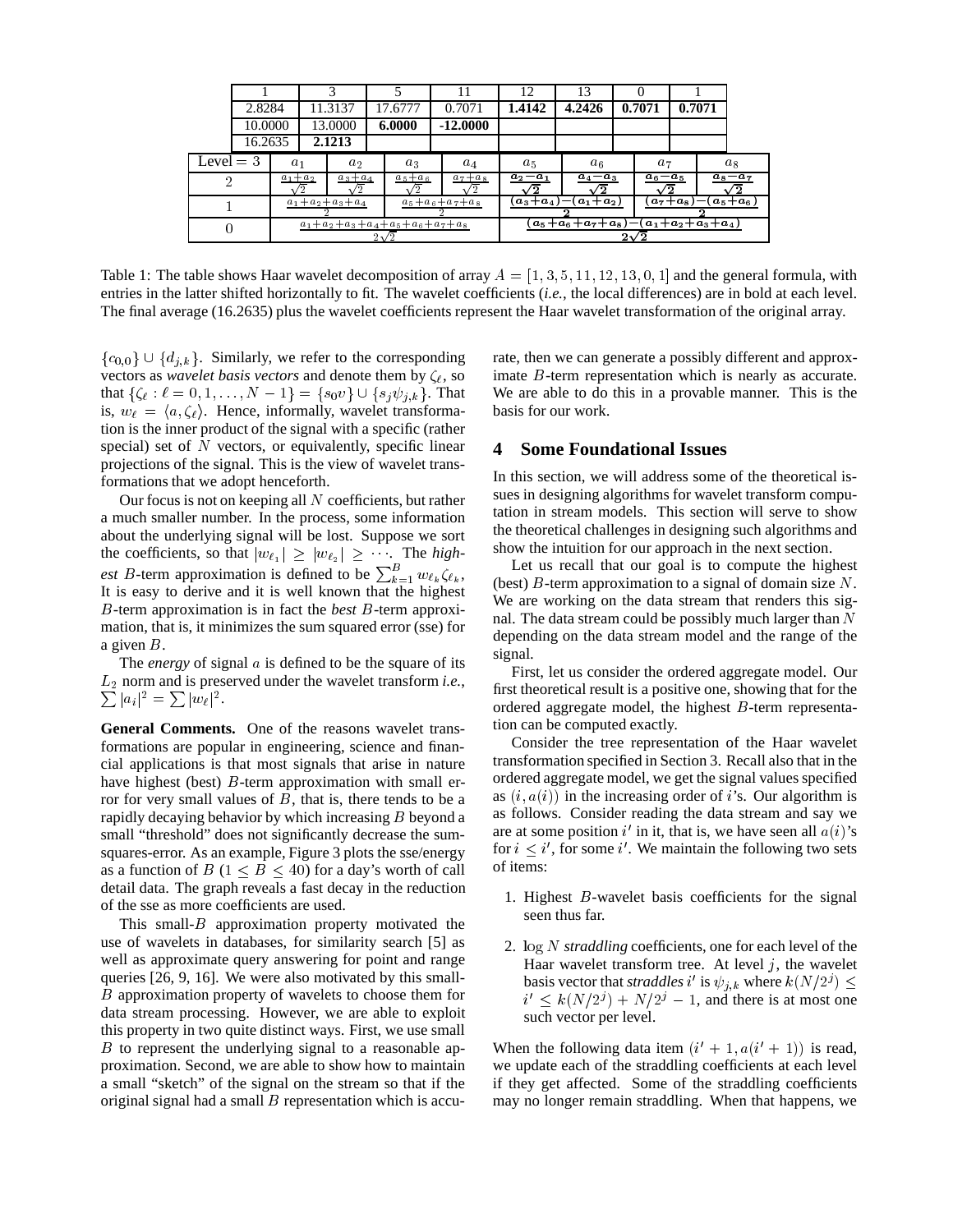|  | 1 | 3 | 5 | 11 | 12 | 13 | 0 | 1 |
|---|---|---|---|---|---|---|---|---|
|  | 2.8284 | 11.3137 | 17.6777 | 0.7071 | **1.4142** | **4.2426** | **0.7071** | **0.7071** |
|  | 10.0000 | 13.0000 | **6.0000** | **-12.0000** |  |  |  |  |
|  | 16.2635 | **2.1213** |  |  |  |  |  |  |
| Level = 3 | $a_1$ | $a_2$ | $a_3$ | $a_4$ | $a_5$ | $a_6$ | $a_7$ | $a_8$ |
| 2 | $\frac{a_1+a_2}{\sqrt{2}}$ | $\frac{a_3+a_4}{\sqrt{2}}$ | $\frac{a_5+a_6}{\sqrt{2}}$ | $\frac{a_7+a_8}{\sqrt{2}}$ | $\frac{a_2-a_1}{\sqrt{2}}$ | $\frac{a_4-a_3}{\sqrt{2}}$ | $\frac{a_6-a_5}{\sqrt{2}}$ | $\frac{a_8-a_7}{\sqrt{2}}$ |
| 1 | $\frac{a_1+a_2+a_3+a_4}{2}$ |  | $\frac{a_5+a_6+a_7+a_8}{2}$ |  | $\frac{(a_3+a_4)-(a_1+a_2)}{2}$ |  | $\frac{(a_7+a_8)-(a_5+a_6)}{2}$ |  |
| 0 | $\frac{a_1+a_2+a_3+a_4+a_5+a_6+a_7+a_8}{2\sqrt{2}}$ |  |  |  | $\frac{(a_5+a_6+a_7+a_8)-(a_1+a_2+a_3+a_4)}{2\sqrt{2}}$ |  |  |  |

Table 1: The table shows Haar wavelet decomposition of array $A = [1, 3, 5, 11, 12, 13, 0, 1]$ and the general formula, with entries in the latter shifted horizontally to fit. The wavelet coefficients (*i.e.*, the local differences) are in bold at each level. The final average (16.2635) plus the wavelet coefficients represent the Haar wavelet transformation of the original array.

$\{c_{0,0}\} \cup \{d_{j,k}\}$. Similarly, we refer to the corresponding vectors as *wavelet basis vectors* and denote them by $\zeta_\ell$, so that $\{\zeta_\ell : \ell = 0, 1, \ldots, N-1\} = \{s_0 v\} \cup \{s_j \psi_{j,k}\}$. That is, $w_\ell = \langle a, \zeta_\ell \rangle$. Hence, informally, wavelet transformation is the inner product of the signal with a specific (rather special) set of $N$ vectors, or equivalently, specific linear projections of the signal. This is the view of wavelet transformations that we adopt henceforth.

Our focus is not on keeping all $N$ coefficients, but rather a much smaller number. In the process, some information about the underlying signal will be lost. Suppose we sort the coefficients, so that $|w_{\ell_1}| \geq |w_{\ell_2}| \geq \cdots$. The *highest* $B$-term approximation is defined to be $\sum_{k=1}^{B} w_{\ell_k} \zeta_{\ell_k}$. It is easy to derive and it is well known that the highest $B$-term approximation is in fact the *best* $B$-term approximation, that is, it minimizes the sum squared error (sse) for a given $B$.

The *energy* of signal $a$ is defined to be the square of its $L_2$ norm and is preserved under the wavelet transform *i.e.*, $\sum |a_i|^2 = \sum |w_\ell|^2$.

**General Comments.** One of the reasons wavelet transformations are popular in engineering, science and financial applications is that most signals that arise in nature have highest (best) $B$-term approximation with small error for very small values of $B$, that is, there tends to be a rapidly decaying behavior by which increasing $B$ beyond a small "threshold" does not significantly decrease the sum-squares-error. As an example, Figure 3 plots the sse/energy as a function of $B$ ($1 \leq B \leq 40$) for a day's worth of call detail data. The graph reveals a fast decay in the reduction of the sse as more coefficients are used.

This small-$B$ approximation property motivated the use of wavelets in databases, for similarity search [5] as well as approximate query answering for point and range queries [26, 9, 16]. We were also motivated by this small-$B$ approximation property of wavelets to choose them for data stream processing. However, we are able to exploit this property in two quite distinct ways. First, we use small $B$ to represent the underlying signal to a reasonable approximation. Second, we are able to show how to maintain a small "sketch" of the signal on the stream so that if the original signal had a small $B$ representation which is accurate, then we can generate a possibly different and approximate $B$-term representation which is nearly as accurate. We are able to do this in a provable manner. This is the basis for our work.

## 4 Some Foundational Issues

In this section, we will address some of the theoretical issues in designing algorithms for wavelet transform computation in stream models. This section will serve to show the theoretical challenges in designing such algorithms and show the intuition for our approach in the next section.

Let us recall that our goal is to compute the highest (best) $B$-term approximation to a signal of domain size $N$. We are working on the data stream that renders this signal. The data stream could be possibly much larger than $N$ depending on the data stream model and the range of the signal.

First, let us consider the ordered aggregate model. Our first theoretical result is a positive one, showing that for the ordered aggregate model, the highest $B$-term representation can be computed exactly.

Consider the tree representation of the Haar wavelet transformation specified in Section 3. Recall also that in the ordered aggregate model, we get the signal values specified as $(i, a(i))$ in the increasing order of $i$'s. Our algorithm is as follows. Consider reading the data stream and say we are at some position $i'$ in it, that is, we have seen all $a(i)$'s for $i \leq i'$, for some $i'$. We maintain the following two sets of items:

1. Highest $B$-wavelet basis coefficients for the signal seen thus far.
2. $\log N$ *straddling* coefficients, one for each level of the Haar wavelet transform tree. At level $j$, the wavelet basis vector that *straddles* $i'$ is $\psi_{j,k}$ where $k(N/2^j) \leq i' \leq k(N/2^j) + N/2^j - 1$, and there is at most one such vector per level.

When the following data item $(i'+1, a(i'+1))$ is read, we update each of the straddling coefficients at each level if they get affected. Some of the straddling coefficients may no longer remain straddling. When that happens, we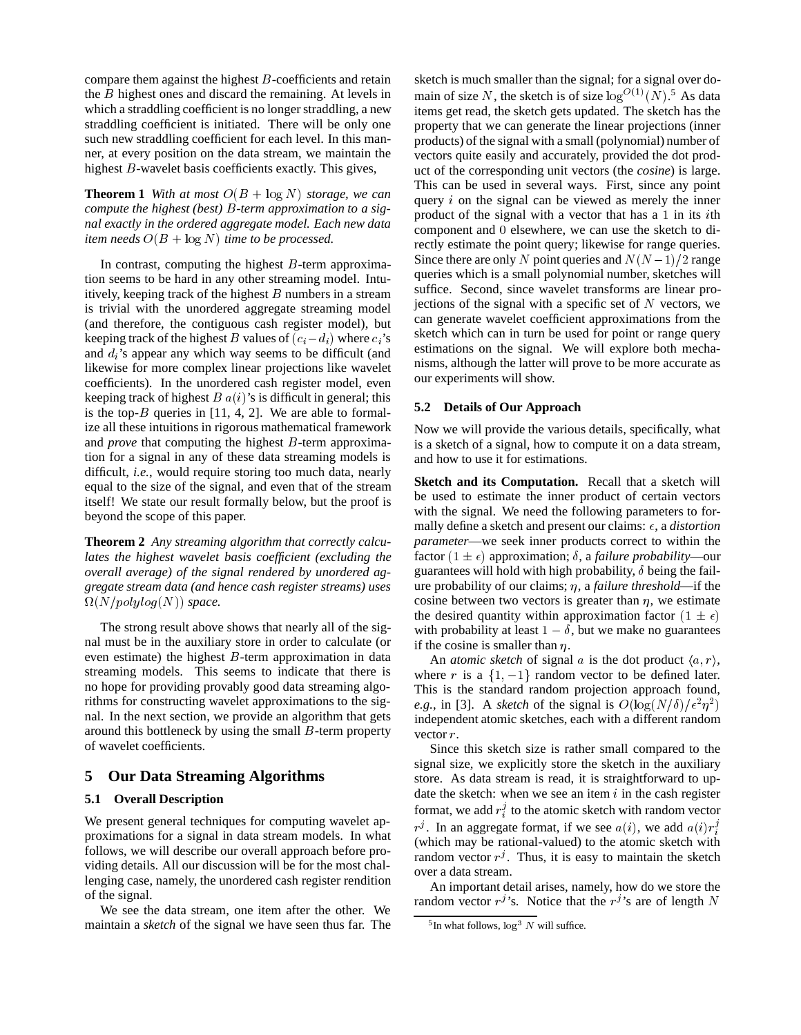compare them against the highest $B$-coefficients and retain the $B$ highest ones and discard the remaining. At levels in which a straddling coefficient is no longer straddling, a new straddling coefficient is initiated. There will be only one such new straddling coefficient for each level. In this manner, at every position on the data stream, we maintain the highest $B$-wavelet basis coefficients exactly. This gives,

**Theorem 1** *With at most $O(B + \log N)$ storage, we can compute the highest (best) $B$-term approximation to a signal exactly in the ordered aggregate model. Each new data item needs $O(B + \log N)$ time to be processed.*

In contrast, computing the highest $B$-term approximation seems to be hard in any other streaming model. Intuitively, keeping track of the highest $B$ numbers in a stream is trivial with the unordered aggregate streaming model (and therefore, the contiguous cash register model), but keeping track of the highest $B$ values of $(c_i - d_i)$ where $c_i$'s and $d_i$'s appear any which way seems to be difficult (and likewise for more complex linear projections like wavelet coefficients). In the unordered cash register model, even keeping track of highest $B$ $a(i)$'s is difficult in general; this is the top-$B$ queries in [11, 4, 2]. We are able to formalize all these intuitions in rigorous mathematical framework and *prove* that computing the highest $B$-term approximation for a signal in any of these data streaming models is difficult, *i.e.*, would require storing too much data, nearly equal to the size of the signal, and even that of the stream itself! We state our result formally below, but the proof is beyond the scope of this paper.

**Theorem 2** *Any streaming algorithm that correctly calculates the highest wavelet basis coefficient (excluding the overall average) of the signal rendered by unordered aggregate stream data (and hence cash register streams) uses $\Omega(N/polylog(N))$ space.*

The strong result above shows that nearly all of the signal must be in the auxiliary store in order to calculate (or even estimate) the highest $B$-term approximation in data streaming models. This seems to indicate that there is no hope for providing provably good data streaming algorithms for constructing wavelet approximations to the signal. In the next section, we provide an algorithm that gets around this bottleneck by using the small $B$-term property of wavelet coefficients.

## 5 Our Data Streaming Algorithms

### 5.1 Overall Description

We present general techniques for computing wavelet approximations for a signal in data stream models. In what follows, we will describe our overall approach before providing details. All our discussion will be for the most challenging case, namely, the unordered cash register rendition of the signal.

We see the data stream, one item after the other. We maintain a *sketch* of the signal we have seen thus far. The sketch is much smaller than the signal; for a signal over domain of size $N$, the sketch is of size $\log^{O(1)}(N)$.[5] As data items get read, the sketch gets updated. The sketch has the property that we can generate the linear projections (inner products) of the signal with a small (polynomial) number of vectors quite easily and accurately, provided the dot product of the corresponding unit vectors (the *cosine*) is large. This can be used in several ways. First, since any point query $i$ on the signal can be viewed as merely the inner product of the signal with a vector that has a 1 in its $i$th component and 0 elsewhere, we can use the sketch to directly estimate the point query; likewise for range queries. Since there are only $N$ point queries and $N(N-1)/2$ range queries which is a small polynomial number, sketches will suffice. Second, since wavelet transforms are linear projections of the signal with a specific set of $N$ vectors, we can generate wavelet coefficient approximations from the sketch which can in turn be used for point or range query estimations on the signal. We will explore both mechanisms, although the latter will prove to be more accurate as our experiments will show.

### 5.2 Details of Our Approach

Now we will provide the various details, specifically, what is a sketch of a signal, how to compute it on a data stream, and how to use it for estimations.

**Sketch and its Computation.** Recall that a sketch will be used to estimate the inner product of certain vectors with the signal. We need the following parameters to formally define a sketch and present our claims: $\epsilon$, a *distortion parameter*—we seek inner products correct to within the factor $(1 \pm \epsilon)$ approximation; $\delta$, a *failure probability*—our guarantees will hold with high probability, $\delta$ being the failure probability of our claims; $\eta$, a *failure threshold*—if the cosine between two vectors is greater than $\eta$, we estimate the desired quantity within approximation factor $(1 \pm \epsilon)$ with probability at least $1 - \delta$, but we make no guarantees if the cosine is smaller than $\eta$.

An *atomic sketch* of signal $a$ is the dot product $\langle a, r\rangle$, where $r$ is a $\{1, -1\}$ random vector to be defined later. This is the standard random projection approach found, *e.g.*, in [3]. A *sketch* of the signal is $O(\log(N/\delta)/\epsilon^2\eta^2)$ independent atomic sketches, each with a different random vector $r$.

Since this sketch size is rather small compared to the signal size, we explicitly store the sketch in the auxiliary store. As data stream is read, it is straightforward to update the sketch: when we see an item $i$ in the cash register format, we add $r_i^j$ to the atomic sketch with random vector $r^j$. In an aggregate format, if we see $a(i)$, we add $a(i)r_i^j$ (which may be rational-valued) to the atomic sketch with random vector $r^j$. Thus, it is easy to maintain the sketch over a data stream.

An important detail arises, namely, how do we store the random vector $r^j$'s. Notice that the $r^j$'s are of length $N$

[5] In what follows, $\log^3 N$ will suffice.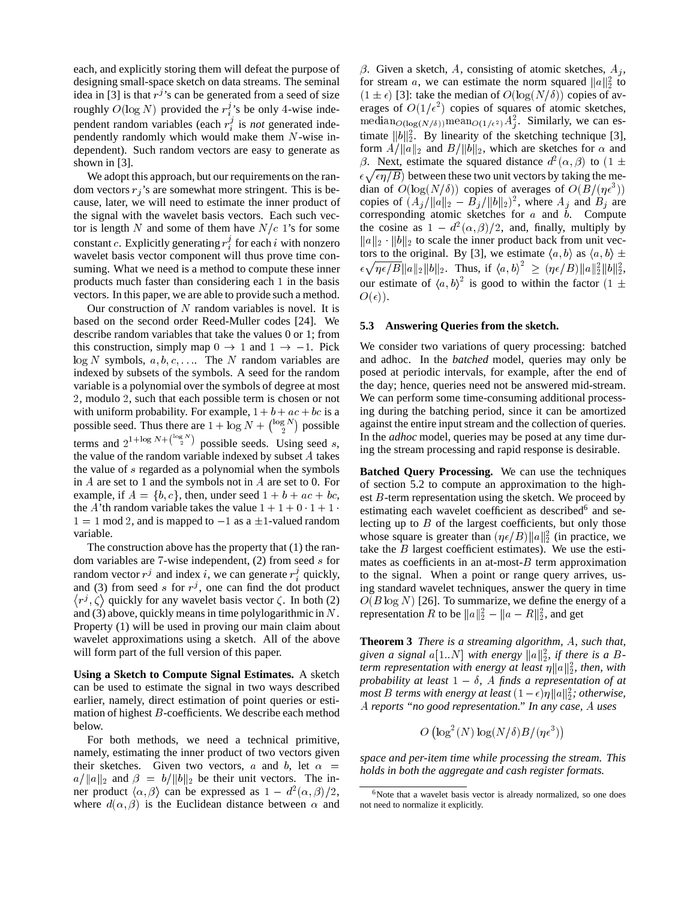each, and explicitly storing them will defeat the purpose of designing small-space sketch on data streams. The seminal idea in [3] is that $r^j$'s can be generated from a seed of size roughly $O(\log N)$ provided the $r_i^j$'s be only 4-wise independent random variables (each $r_i^j$ is *not* generated independently randomly which would make them $N$-wise independent). Such random vectors are easy to generate as shown in [3].

We adopt this approach, but our requirements on the random vectors $r_j$'s are somewhat more stringent. This is because, later, we will need to estimate the inner product of the signal with the wavelet basis vectors. Each such vector is length $N$ and some of them have $N/c$ 1's for some constant $c$. Explicitly generating $r_i^j$ for each $i$ with nonzero wavelet basis vector component will thus prove time consuming. What we need is a method to compute these inner products much faster than considering each 1 in the basis vectors. In this paper, we are able to provide such a method.

Our construction of $N$ random variables is novel. It is based on the second order Reed-Muller codes [24]. We describe random variables that take the values 0 or 1; from this construction, simply map $0 \to 1$ and $1 \to -1$. Pick $\log N$ symbols, $a, b, c, \ldots$. The $N$ random variables are indexed by subsets of the symbols. A seed for the random variable is a polynomial over the symbols of degree at most 2, modulo 2, such that each possible term is chosen or not with uniform probability. For example, $1 + b + ac + bc$ is a possible seed. Thus there are $1 + \log N + \binom{\log N}{2}$ possible terms and $2^{1+\log N + \binom{\log N}{2}}$ possible seeds. Using seed $s$, the value of the random variable indexed by subset $A$ takes the value of $s$ regarded as a polynomial when the symbols in $A$ are set to 1 and the symbols not in $A$ are set to 0. For example, if $A = \{b, c\}$, then, under seed $1 + b + ac + bc$, the $A$'th random variable takes the value $1 + 1 + 0 \cdot 1 + 1 \cdot 1 = 1 \bmod 2$, and is mapped to $-1$ as a $\pm 1$-valued random variable.

The construction above has the property that (1) the random variables are 7-wise independent, (2) from seed $s$ for random vector $r^j$ and index $i$, we can generate $r_i^j$ quickly, and (3) from seed $s$ for $r^j$, one can find the dot product $\langle r^j, \zeta \rangle$ quickly for any wavelet basis vector $\zeta$. In both (2) and (3) above, quickly means in time polylogarithmic in $N$. Property (1) will be used in proving our main claim about wavelet approximations using a sketch. All of the above will form part of the full version of this paper.

**Using a Sketch to Compute Signal Estimates.** A sketch can be used to estimate the signal in two ways described earlier, namely, direct estimation of point queries or estimation of highest $B$-coefficients. We describe each method below.

For both methods, we need a technical primitive, namely, estimating the inner product of two vectors given their sketches. Given two vectors, $a$ and $b$, let $\alpha = a/\|a\|_2$ and $\beta = b/\|b\|_2$ be their unit vectors. The inner product $\langle \alpha, \beta \rangle$ can be expressed as $1 - d^2(\alpha, \beta)/2$, where $d(\alpha, \beta)$ is the Euclidean distance between $\alpha$ and $\beta$. Given a sketch, $A$, consisting of atomic sketches, $A_j$, for stream $a$, we can estimate the norm squared $\|a\|_2^2$ to $(1 \pm \epsilon)$ [3]: take the median of $O(\log(N/\delta))$ copies of averages of $O(1/\epsilon^2)$ copies of squares of atomic sketches, $\text{median}_{O(\log(N/\delta))} \text{mean}_{O(1/\epsilon^2)} A_j^2$. Similarly, we can estimate $\|b\|_2^2$. By linearity of the sketching technique [3], form $A/\|a\|_2$ and $B/\|b\|_2$, which are sketches for $\alpha$ and $\beta$. Next, estimate the squared distance $d^2(\alpha, \beta)$ to $(1 \pm \epsilon\sqrt{\epsilon\eta/B})$ between these two unit vectors by taking the median of $O(\log(N/\delta))$ copies of averages of $O(B/(\eta\epsilon^3))$ copies of $(A_j/\|a\|_2 - B_j/\|b\|_2)^2$, where $A_j$ and $B_j$ are corresponding atomic sketches for $a$ and $b$. Compute the cosine as $1 - d^2(\alpha, \beta)/2$, and, finally, multiply by $\|a\|_2 \cdot \|b\|_2$ to scale the inner product back from unit vectors to the original. By [3], we estimate $\langle a, b \rangle$ as $\langle a, b \rangle \pm \epsilon\sqrt{\eta\epsilon/B}\|a\|_2\|b\|_2$. Thus, if $\langle a, b \rangle^2 \geq (\eta\epsilon/B)\|a\|_2^2\|b\|_2^2$, our estimate of $\langle a, b \rangle^2$ is good to within the factor $(1 \pm O(\epsilon))$.

### 5.3 Answering Queries from the sketch.

We consider two variations of query processing: batched and adhoc. In the *batched* model, queries may only be posed at periodic intervals, for example, after the end of the day; hence, queries need not be answered mid-stream. We can perform some time-consuming additional processing during the batching period, since it can be amortized against the entire input stream and the collection of queries. In the *adhoc* model, queries may be posed at any time during the stream processing and rapid response is desirable.

**Batched Query Processing.** We can use the techniques of section 5.2 to compute an approximation to the highest $B$-term representation using the sketch. We proceed by estimating each wavelet coefficient as described[6] and selecting up to $B$ of the largest coefficients, but only those whose square is greater than $(\eta\epsilon/B)\|a\|_2^2$ (in practice, we take the $B$ largest coefficient estimates). We use the estimates as coefficients in an at-most-$B$ term approximation to the signal. When a point or range query arrives, using standard wavelet techniques, answer the query in time $O(B \log N)$ [26]. To summarize, we define the energy of a representation $R$ to be $\|a\|_2^2 - \|a - R\|_2^2$, and get

**Theorem 3** *There is a streaming algorithm, $A$, such that, given a signal $a[1..N]$ with energy $\|a\|_2^2$, if there is a $B$-term representation with energy at least $\eta\|a\|_2^2$, then, with probability at least $1 - \delta$, $A$ finds a representation of at most $B$ terms with energy at least $(1 - \epsilon)\eta\|a\|_2^2$; otherwise, $A$ reports "no good representation." In any case, $A$ uses*

$$O\left(\log^2(N)\log(N/\delta)B/(\eta\epsilon^3)\right)$$

*space and per-item time while processing the stream. This holds in both the aggregate and cash register formats.*

[6] Note that a wavelet basis vector is already normalized, so one does not need to normalize it explicitly.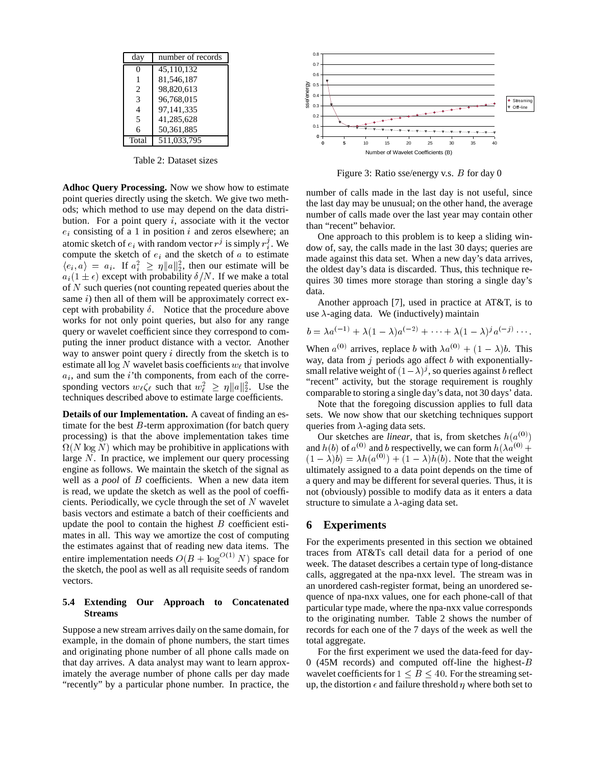| day | number of records |
|---|---|
| 0 | 45,110,132 |
| 1 | 81,546,187 |
| 2 | 98,820,613 |
| 3 | 96,768,015 |
| 4 | 97,141,335 |
| 5 | 41,285,628 |
| 6 | 50,361,885 |
| Total | 511,033,795 |

Table 2: Dataset sizes

**Adhoc Query Processing.** Now we show how to estimate point queries directly using the sketch. We give two methods; which method to use may depend on the data distribution. For a point query $i$, associate with it the vector $e_i$ consisting of a 1 in position $i$ and zeros elsewhere; an atomic sketch of $e_i$ with random vector $r^j$ is simply $r^j_i$. We compute the sketch of $e_i$ and the sketch of $a$ to estimate $\langle e_i, a\rangle = a_i$. If $a_i^2 \geq \eta \|a\|_2^2$, then our estimate will be $a_i(1 \pm \epsilon)$ except with probability $\delta/N$. If we make a total of $N$ such queries (not counting repeated queries about the same $i$) then all of them will be approximately correct except with probability $\delta$. Notice that the procedure above works for not only point queries, but also for any range query or wavelet coefficient since they correspond to computing the inner product distance with a vector. Another way to answer point query $i$ directly from the sketch is to estimate all $\log N$ wavelet basis coefficients $w_\ell$ that involve $a_i$, and sum the $i$'th components, from each of the corresponding vectors $w_\ell \zeta_\ell$ such that $w_\ell^2 \geq \eta \|a\|_2^2$. Use the techniques described above to estimate large coefficients.

**Details of our Implementation.** A caveat of finding an estimate for the best $B$-term approximation (for batch query processing) is that the above implementation takes time $\Omega(N \log N)$ which may be prohibitive in applications with large $N$. In practice, we implement our query processing engine as follows. We maintain the sketch of the signal as well as a *pool* of $B$ coefficients. When a new data item is read, we update the sketch as well as the pool of coefficients. Periodically, we cycle through the set of $N$ wavelet basis vectors and estimate a batch of their coefficients and update the pool to contain the highest $B$ coefficient estimates in all. This way we amortize the cost of computing the estimates against that of reading new data items. The entire implementation needs $O(B + \log^{O(1)} N)$ space for the sketch, the pool as well as all requisite seeds of random vectors.

### 5.4 Extending Our Approach to Concatenated Streams

Suppose a new stream arrives daily on the same domain, for example, in the domain of phone numbers, the start times and originating phone number of all phone calls made on that day arrives. A data analyst may want to learn approximately the average number of phone calls per day made "recently" by a particular phone number. In practice, the number of calls made in the last day is not useful, since the last day may be unusual; on the other hand, the average number of calls made over the last year may contain other than "recent" behavior.

One approach to this problem is to keep a sliding window of, say, the calls made in the last 30 days; queries are made against this data set. When a new day's data arrives, the oldest day's data is discarded. Thus, this technique requires 30 times more storage than storing a single day's data.

Another approach [7], used in practice at AT&T, is to use $\lambda$-aging data. We (inductively) maintain

$$b = \lambda a^{(-1)} + \lambda(1-\lambda)a^{(-2)} + \cdots + \lambda(1-\lambda)^j a^{(-j)} \cdots .$$

When $a^{(0)}$ arrives, replace $b$ with $\lambda a^{(0)} + (1-\lambda)b$. This way, data from $j$ periods ago affect $b$ with exponentially-small relative weight of $(1-\lambda)^j$, so queries against $b$ reflect "recent" activity, but the storage requirement is roughly comparable to storing a single day's data, not 30 days' data.

Note that the foregoing discussion applies to full data sets. We now show that our sketching techniques support queries from $\lambda$-aging data sets.

Our sketches are *linear*, that is, from sketches $h(a^{(0)})$ and $h(b)$ of $a^{(0)}$ and $b$ respectivelly, we can form $h(\lambda a^{(0)} + (1-\lambda)b) = \lambda h(a^{(0)}) + (1-\lambda)h(b)$. Note that the weight ultimately assigned to a data point depends on the time of a query and may be different for several queries. Thus, it is not (obviously) possible to modify data as it enters a data structure to simulate a $\lambda$-aging data set.

Figure 3: Ratio sse/energy v.s. $B$ for day 0

## 6 Experiments

For the experiments presented in this section we obtained traces from AT&Ts call detail data for a period of one week. The dataset describes a certain type of long-distance calls, aggregated at the npa-nxx level. The stream was in an unordered cash-register format, being an unordered sequence of npa-nxx values, one for each phone-call of that particular type made, where the npa-nxx value corresponds to the originating number. Table 2 shows the number of records for each one of the 7 days of the week as well the total aggregate.

For the first experiment we used the data-feed for day-0 (45M records) and computed off-line the highest-$B$ wavelet coefficients for $1 \leq B \leq 40$. For the streaming setup, the distortion $\epsilon$ and failure threshold $\eta$ where both set to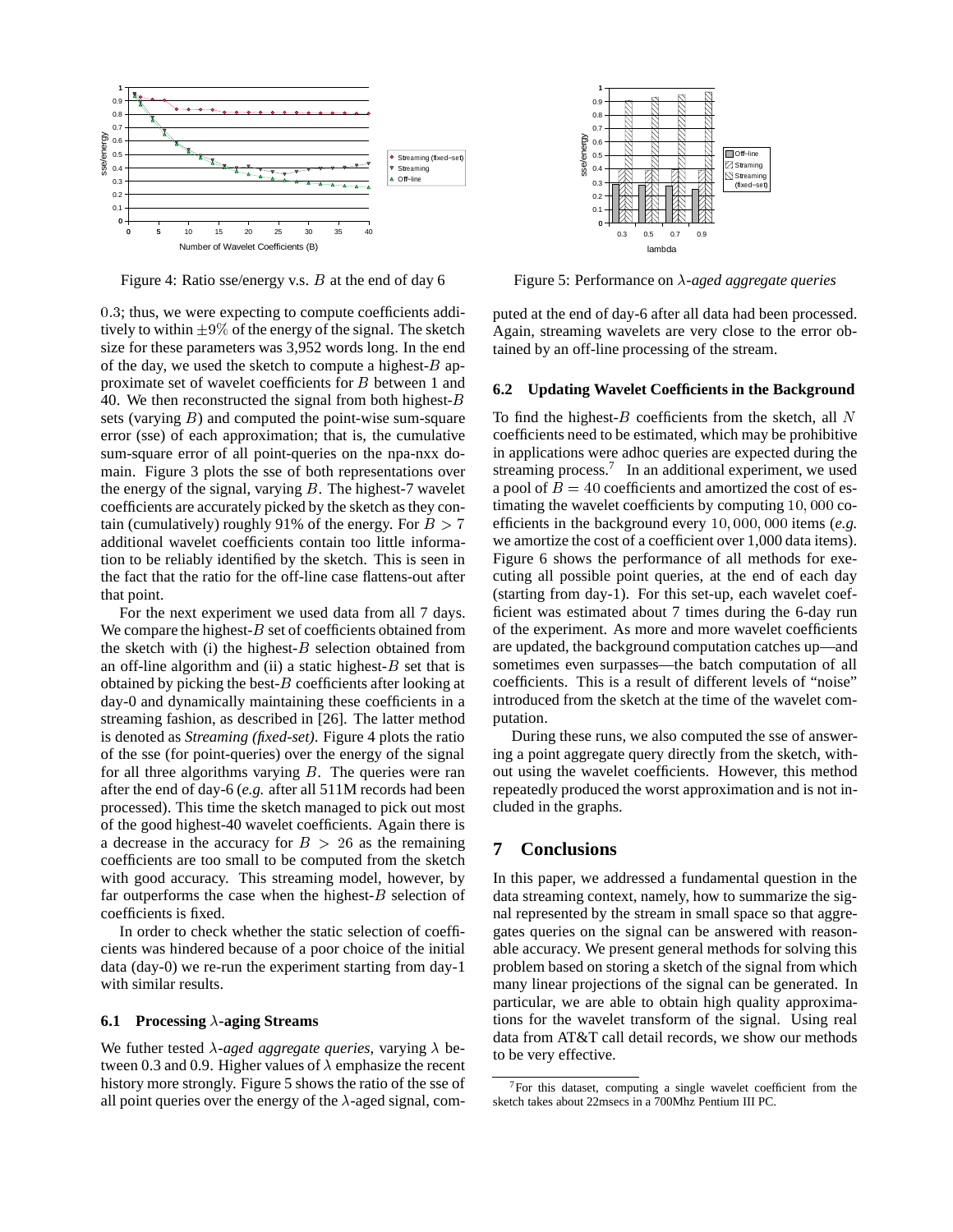Figure 4: Ratio sse/energy v.s. $B$ at the end of day 6

Figure 5: Performance on $\lambda$-*aged aggregate queries*

0.3; thus, we were expecting to compute coefficients additively to within $\pm 9\%$ of the energy of the signal. The sketch size for these parameters was 3,952 words long. In the end of the day, we used the sketch to compute a highest-$B$ approximate set of wavelet coefficients for $B$ between 1 and 40. We then reconstructed the signal from both highest-$B$ sets (varying $B$) and computed the point-wise sum-square error (sse) of each approximation; that is, the cumulative sum-square error of all point-queries on the npa-nxx domain. Figure 3 plots the sse of both representations over the energy of the signal, varying $B$. The highest-7 wavelet coefficients are accurately picked by the sketch as they contain (cumulatively) roughly 91% of the energy. For $B > 7$ additional wavelet coefficients contain too little information to be reliably identified by the sketch. This is seen in the fact that the ratio for the off-line case flattens-out after that point.

For the next experiment we used data from all 7 days. We compare the highest-$B$ set of coefficients obtained from the sketch with (i) the highest-$B$ selection obtained from an off-line algorithm and (ii) a static highest-$B$ set that is obtained by picking the best-$B$ coefficients after looking at day-0 and dynamically maintaining these coefficients in a streaming fashion, as described in [26]. The latter method is denoted as *Streaming (fixed-set)*. Figure 4 plots the ratio of the sse (for point-queries) over the energy of the signal for all three algorithms varying $B$. The queries were ran after the end of day-6 (*e.g.* after all 511M records had been processed). This time the sketch managed to pick out most of the good highest-40 wavelet coefficients. Again there is a decrease in the accuracy for $B > 26$ as the remaining coefficients are too small to be computed from the sketch with good accuracy. This streaming model, however, by far outperforms the case when the highest-$B$ selection of coefficients is fixed.

In order to check whether the static selection of coefficients was hindered because of a poor choice of the initial data (day-0) we re-run the experiment starting from day-1 with similar results.

### 6.1 Processing $\lambda$-aging Streams

We futher tested $\lambda$-*aged aggregate queries*, varying $\lambda$ between 0.3 and 0.9. Higher values of $\lambda$ emphasize the recent history more strongly. Figure 5 shows the ratio of the sse of all point queries over the energy of the $\lambda$-aged signal, computed at the end of day-6 after all data had been processed. Again, streaming wavelets are very close to the error obtained by an off-line processing of the stream.

### 6.2 Updating Wavelet Coefficients in the Background

To find the highest-$B$ coefficients from the sketch, all $N$ coefficients need to be estimated, which may be prohibitive in applications were adhoc queries are expected during the streaming process.[7] In an additional experiment, we used a pool of $B = 40$ coefficients and amortized the cost of estimating the wavelet coefficients by computing $10,000$ coefficients in the background every $10,000,000$ items (*e.g.* we amortize the cost of a coefficient over 1,000 data items). Figure 6 shows the performance of all methods for executing all possible point queries, at the end of each day (starting from day-1). For this set-up, each wavelet coefficient was estimated about 7 times during the 6-day run of the experiment. As more and more wavelet coefficients are updated, the background computation catches up—and sometimes even surpasses—the batch computation of all coefficients. This is a result of different levels of "noise" introduced from the sketch at the time of the wavelet computation.

During these runs, we also computed the sse of answering a point aggregate query directly from the sketch, without using the wavelet coefficients. However, this method repeatedly produced the worst approximation and is not included in the graphs.

## 7 Conclusions

In this paper, we addressed a fundamental question in the data streaming context, namely, how to summarize the signal represented by the stream in small space so that aggregates queries on the signal can be answered with reasonable accuracy. We present general methods for solving this problem based on storing a sketch of the signal from which many linear projections of the signal can be generated. In particular, we are able to obtain high quality approximations for the wavelet transform of the signal. Using real data from AT&T call detail records, we show our methods to be very effective.

[7] For this dataset, computing a single wavelet coefficient from the sketch takes about 22msecs in a 700Mhz Pentium III PC.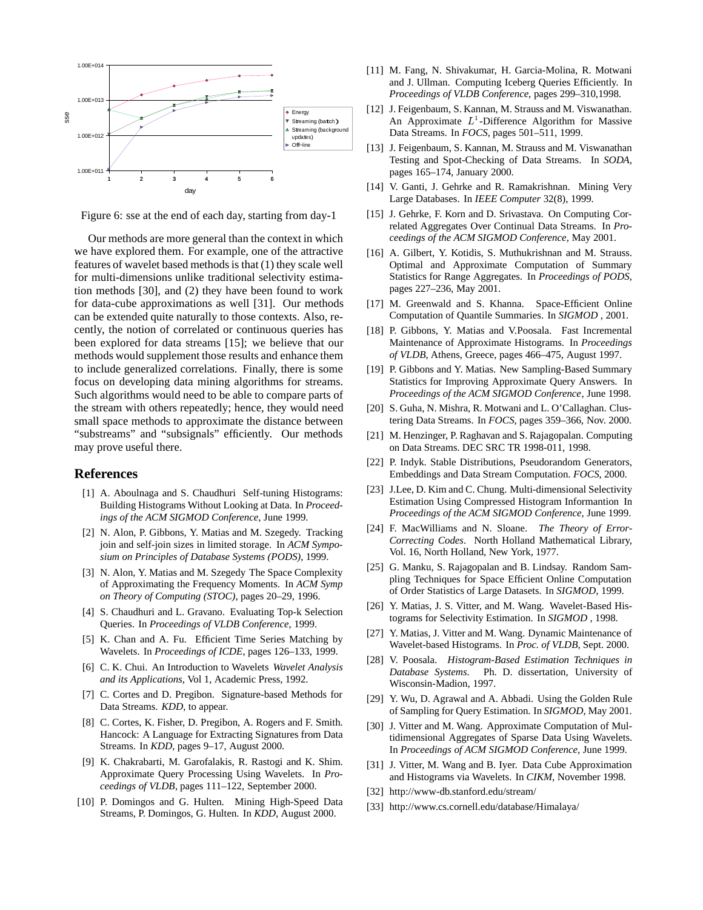1.00E+014

1.00E+013

1.00E+012

1.00E+011

sse

1 2 3 4 5 6

day

Energy
Streaming (batch)
Streaming (background updates)
Off-line

Figure 6: sse at the end of each day, starting from day-1

Our methods are more general than the context in which we have explored them. For example, one of the attractive features of wavelet based methods is that (1) they scale well for multi-dimensions unlike traditional selectivity estimation methods [30], and (2) they have been found to work for data-cube approximations as well [31]. Our methods can be extended quite naturally to those contexts. Also, recently, the notion of correlated or continuous queries has been explored for data streams [15]; we believe that our methods would supplement those results and enhance them to include generalized correlations. Finally, there is some focus on developing data mining algorithms for streams. Such algorithms would need to be able to compare parts of the stream with others repeatedly; hence, they would need small space methods to approximate the distance between "substreams" and "subsignals" efficiently. Our methods may prove useful there.

## References

[1] A. Aboulnaga and S. Chaudhuri Self-tuning Histograms: Building Histograms Without Looking at Data. In *Proceedings of the ACM SIGMOD Conference*, June 1999.

[2] N. Alon, P. Gibbons, Y. Matias and M. Szegedy. Tracking join and self-join sizes in limited storage. In *ACM Symposium on Principles of Database Systems (PODS)*, 1999.

[3] N. Alon, Y. Matias and M. Szegedy The Space Complexity of Approximating the Frequency Moments. In *ACM Symp on Theory of Computing (STOC)*, pages 20–29, 1996.

[4] S. Chaudhuri and L. Gravano. Evaluating Top-k Selection Queries. In *Proceedings of VLDB Conference*, 1999.

[5] K. Chan and A. Fu. Efficient Time Series Matching by Wavelets. In *Proceedings of ICDE*, pages 126–133, 1999.

[6] C. K. Chui. An Introduction to Wavelets *Wavelet Analysis and its Applications*, Vol 1, Academic Press, 1992.

[7] C. Cortes and D. Pregibon. Signature-based Methods for Data Streams. *KDD*, to appear.

[8] C. Cortes, K. Fisher, D. Pregibon, A. Rogers and F. Smith. Hancock: A Language for Extracting Signatures from Data Streams. In *KDD*, pages 9–17, August 2000.

[9] K. Chakrabarti, M. Garofalakis, R. Rastogi and K. Shim. Approximate Query Processing Using Wavelets. In *Proceedings of VLDB*, pages 111–122, September 2000.

[10] P. Domingos and G. Hulten. Mining High-Speed Data Streams, P. Domingos, G. Hulten. In *KDD*, August 2000.

[11] M. Fang, N. Shivakumar, H. Garcia-Molina, R. Motwani and J. Ullman. Computing Iceberg Queries Efficiently. In *Proceedings of VLDB Conference*, pages 299–310,1998.

[12] J. Feigenbaum, S. Kannan, M. Strauss and M. Viswanathan. An Approximate $L^1$-Difference Algorithm for Massive Data Streams. In *FOCS*, pages 501–511, 1999.

[13] J. Feigenbaum, S. Kannan, M. Strauss and M. Viswanathan Testing and Spot-Checking of Data Streams. In *SODA*, pages 165–174, January 2000.

[14] V. Ganti, J. Gehrke and R. Ramakrishnan. Mining Very Large Databases. In *IEEE Computer* 32(8), 1999.

[15] J. Gehrke, F. Korn and D. Srivastava. On Computing Correlated Aggregates Over Continual Data Streams. In *Proceedings of the ACM SIGMOD Conference*, May 2001.

[16] A. Gilbert, Y. Kotidis, S. Muthukrishnan and M. Strauss. Optimal and Approximate Computation of Summary Statistics for Range Aggregates. In *Proceedings of PODS*, pages 227–236, May 2001.

[17] M. Greenwald and S. Khanna. Space-Efficient Online Computation of Quantile Summaries. In *SIGMOD* , 2001.

[18] P. Gibbons, Y. Matias and V.Poosala. Fast Incremental Maintenance of Approximate Histograms. In *Proceedings of VLDB*, Athens, Greece, pages 466–475, August 1997.

[19] P. Gibbons and Y. Matias. New Sampling-Based Summary Statistics for Improving Approximate Query Answers. In *Proceedings of the ACM SIGMOD Conference*, June 1998.

[20] S. Guha, N. Mishra, R. Motwani and L. O'Callaghan. Clustering Data Streams. In *FOCS*, pages 359–366, Nov. 2000.

[21] M. Henzinger, P. Raghavan and S. Rajagopalan. Computing on Data Streams. DEC SRC TR 1998-011, 1998.

[22] P. Indyk. Stable Distributions, Pseudorandom Generators, Embeddings and Data Stream Computation. *FOCS*, 2000.

[23] J.Lee, D. Kim and C. Chung. Multi-dimensional Selectivity Estimation Using Compressed Histogram Informantion In *Proceedings of the ACM SIGMOD Conference*, June 1999.

[24] F. MacWilliams and N. Sloane. *The Theory of Error-Correcting Codes*. North Holland Mathematical Library, Vol. 16, North Holland, New York, 1977.

[25] G. Manku, S. Rajagopalan and B. Lindsay. Random Sampling Techniques for Space Efficient Online Computation of Order Statistics of Large Datasets. In *SIGMOD*, 1999.

[26] Y. Matias, J. S. Vitter, and M. Wang. Wavelet-Based Histograms for Selectivity Estimation. In *SIGMOD* , 1998.

[27] Y. Matias, J. Vitter and M. Wang. Dynamic Maintenance of Wavelet-based Histograms. In *Proc. of VLDB*, Sept. 2000.

[28] V. Poosala. *Histogram-Based Estimation Techniques in Database Systems*. Ph. D. dissertation, University of Wisconsin-Madion, 1997.

[29] Y. Wu, D. Agrawal and A. Abbadi. Using the Golden Rule of Sampling for Query Estimation. In *SIGMOD*, May 2001.

[30] J. Vitter and M. Wang. Approximate Computation of Multidimensional Aggregates of Sparse Data Using Wavelets. In *Proceedings of ACM SIGMOD Conference*, June 1999.

[31] J. Vitter, M. Wang and B. Iyer. Data Cube Approximation and Histograms via Wavelets. In *CIKM*, November 1998.

[32] http://www-db.stanford.edu/stream/

[33] http://www.cs.cornell.edu/database/Himalaya/